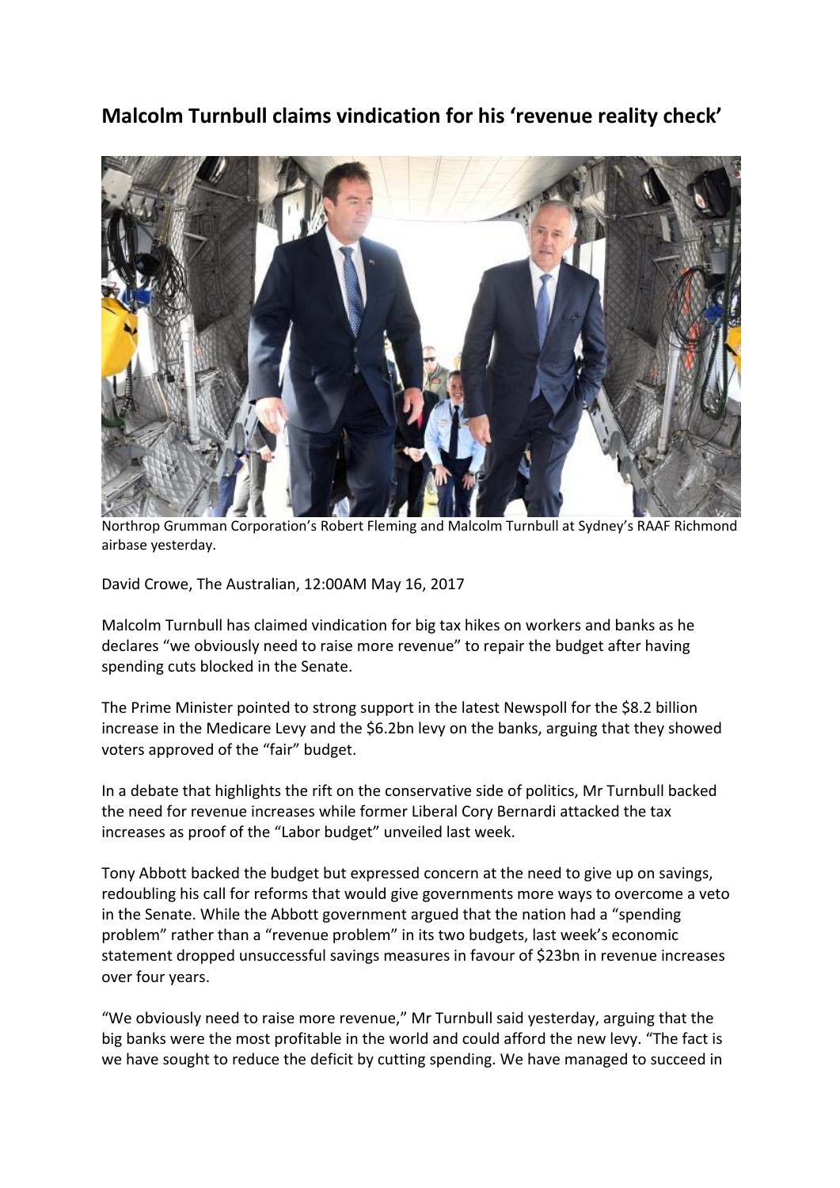# Malcolm Turnbull claims vindication for his 'revenue reality check'

Northrop Grumman Corporation's Robert Fleming and Malcolm Turnbull at Sydney's RAAF Richmond airbase yesterday.

David Crowe, The Australian, 12:00AM May 16, 2017

Malcolm Turnbull has claimed vindication for big tax hikes on workers and banks as he declares "we obviously need to raise more revenue" to repair the budget after having spending cuts blocked in the Senate.

The Prime Minister pointed to strong support in the latest Newspoll for the $8.2 billion increase in the Medicare Levy and the $6.2bn levy on the banks, arguing that they showed voters approved of the "fair" budget.

In a debate that highlights the rift on the conservative side of politics, Mr Turnbull backed the need for revenue increases while former Liberal Cory Bernardi attacked the tax increases as proof of the "Labor budget" unveiled last week.

Tony Abbott backed the budget but expressed concern at the need to give up on savings, redoubling his call for reforms that would give governments more ways to overcome a veto in the Senate. While the Abbott government argued that the nation had a "spending problem" rather than a "revenue problem" in its two budgets, last week's economic statement dropped unsuccessful savings measures in favour of $23bn in revenue increases over four years.

"We obviously need to raise more revenue," Mr Turnbull said yesterday, arguing that the big banks were the most profitable in the world and could afford the new levy. "The fact is we have sought to reduce the deficit by cutting spending. We have managed to succeed in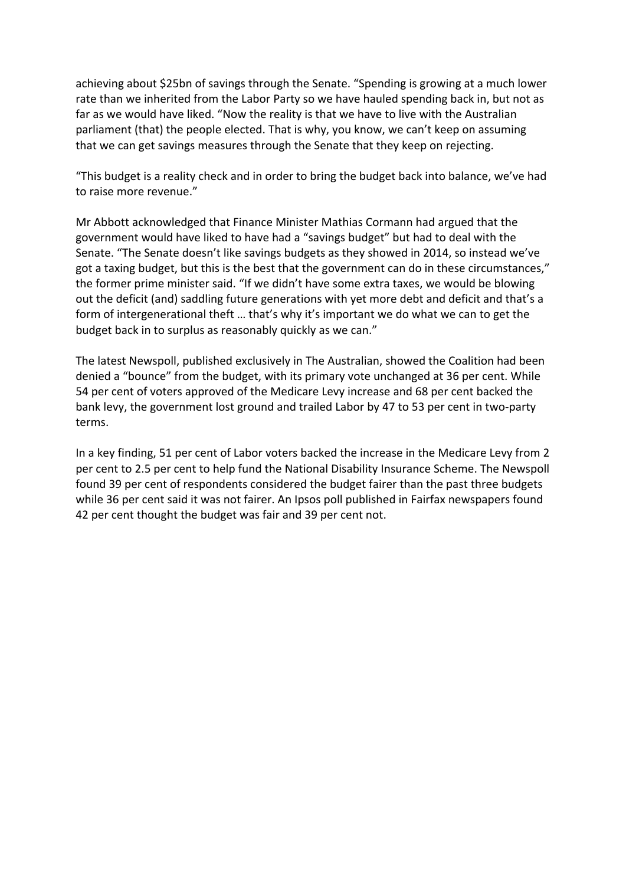achieving about $25bn of savings through the Senate. "Spending is growing at a much lower rate than we inherited from the Labor Party so we have hauled spending back in, but not as far as we would have liked. "Now the reality is that we have to live with the Australian parliament (that) the people elected. That is why, you know, we can't keep on assuming that we can get savings measures through the Senate that they keep on rejecting.

"This budget is a reality check and in order to bring the budget back into balance, we've had to raise more revenue."

Mr Abbott acknowledged that Finance Minister Mathias Cormann had argued that the government would have liked to have had a "savings budget" but had to deal with the Senate. "The Senate doesn't like savings budgets as they showed in 2014, so instead we've got a taxing budget, but this is the best that the government can do in these circumstances," the former prime minister said. "If we didn't have some extra taxes, we would be blowing out the deficit (and) saddling future generations with yet more debt and deficit and that's a form of intergenerational theft … that's why it's important we do what we can to get the budget back in to surplus as reasonably quickly as we can."

The latest Newspoll, published exclusively in The Australian, showed the Coalition had been denied a "bounce" from the budget, with its primary vote unchanged at 36 per cent. While 54 per cent of voters approved of the Medicare Levy increase and 68 per cent backed the bank levy, the government lost ground and trailed Labor by 47 to 53 per cent in two-party terms.

In a key finding, 51 per cent of Labor voters backed the increase in the Medicare Levy from 2 per cent to 2.5 per cent to help fund the National Disability Insurance Scheme. The Newspoll found 39 per cent of respondents considered the budget fairer than the past three budgets while 36 per cent said it was not fairer. An Ipsos poll published in Fairfax newspapers found 42 per cent thought the budget was fair and 39 per cent not.